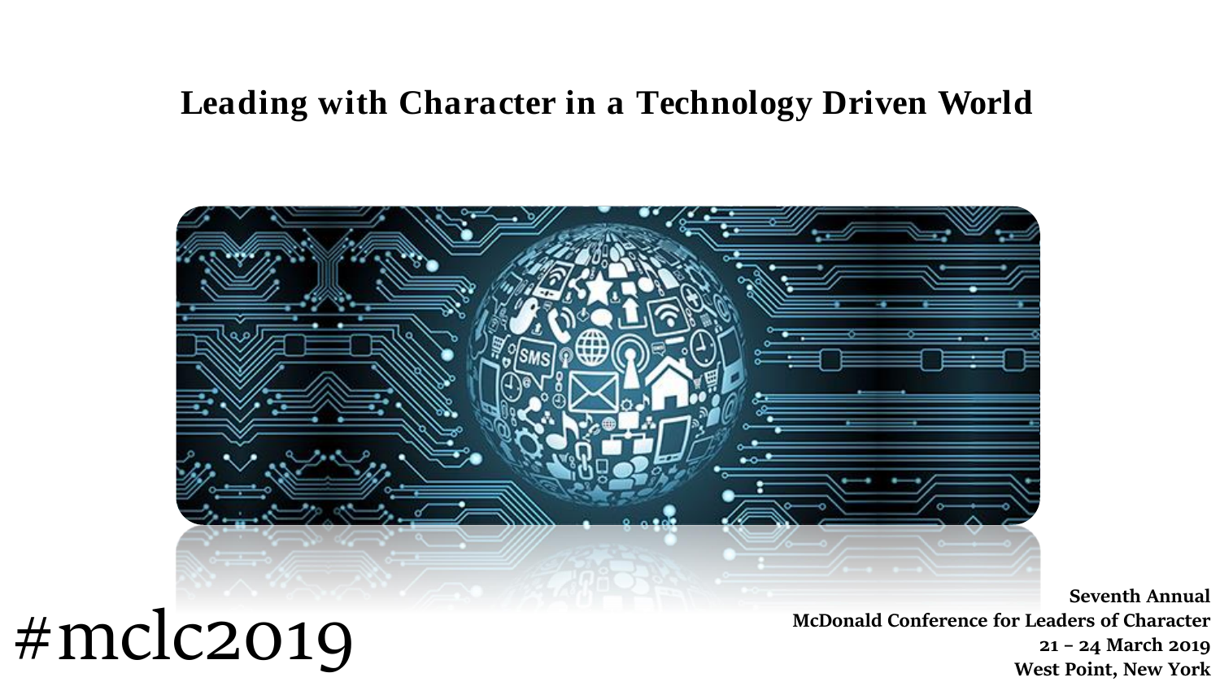# Leading with Character in a Technology Driven World

#mclc2019

**Seventh Annual**
**McDonald Conference for Leaders of Character**
**21 – 24 March 2019**
**West Point, New York**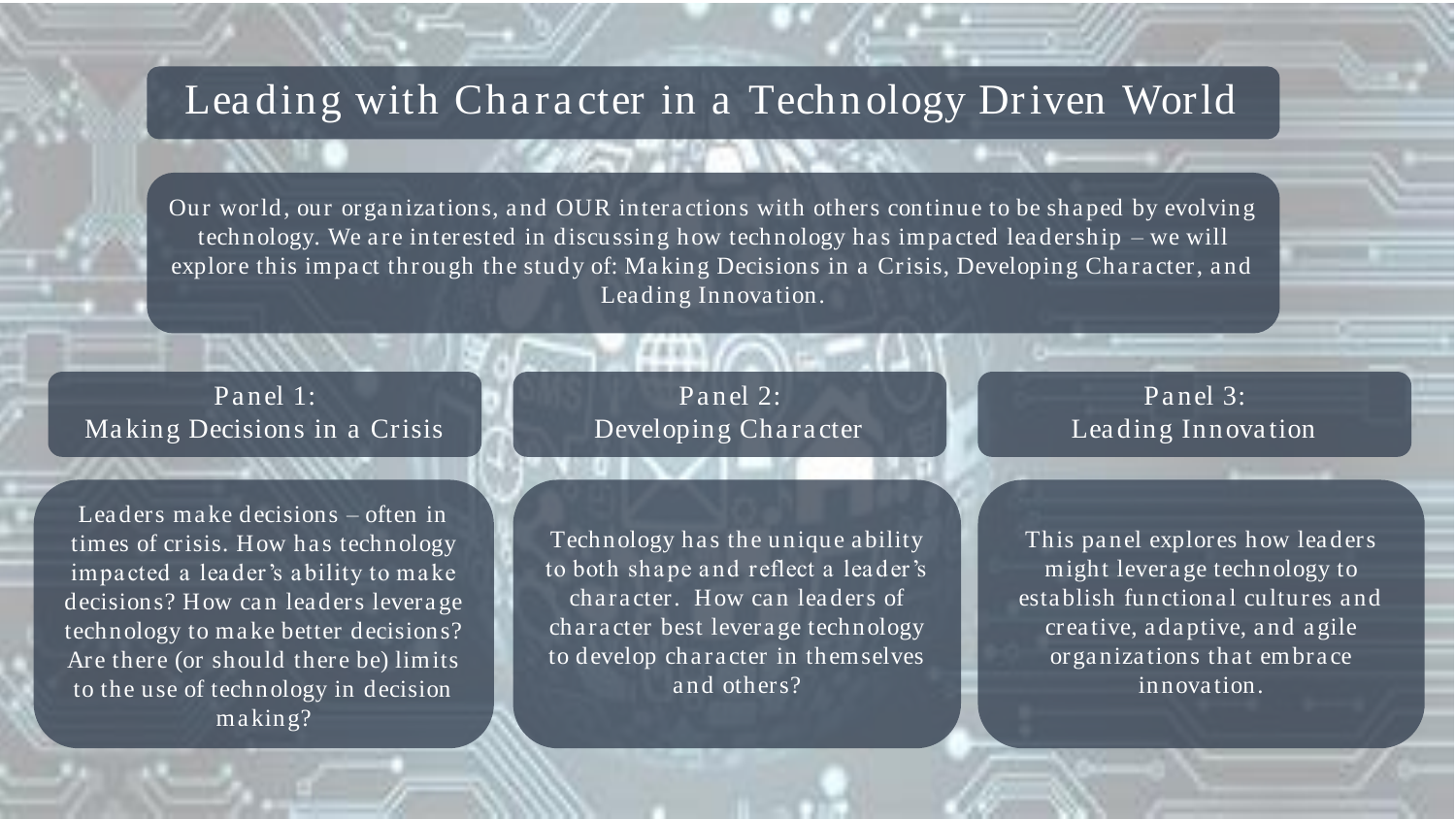# Leading with Character in a Technology Driven World

Our world, our organizations, and OUR interactions with others continue to be shaped by evolving technology. We are interested in discussing how technology has impacted leadership – we will explore this impact through the study of: Making Decisions in a Crisis, Developing Character, and Leading Innovation.

## Panel 1: Making Decisions in a Crisis

Leaders make decisions – often in times of crisis. How has technology impacted a leader's ability to make decisions? How can leaders leverage technology to make better decisions? Are there (or should there be) limits to the use of technology in decision making?

## Panel 2: Developing Character

Technology has the unique ability to both shape and reflect a leader's character. How can leaders of character best leverage technology to develop character in themselves and others?

## Panel 3: Leading Innovation

This panel explores how leaders might leverage technology to establish functional cultures and creative, adaptive, and agile organizations that embrace innovation.